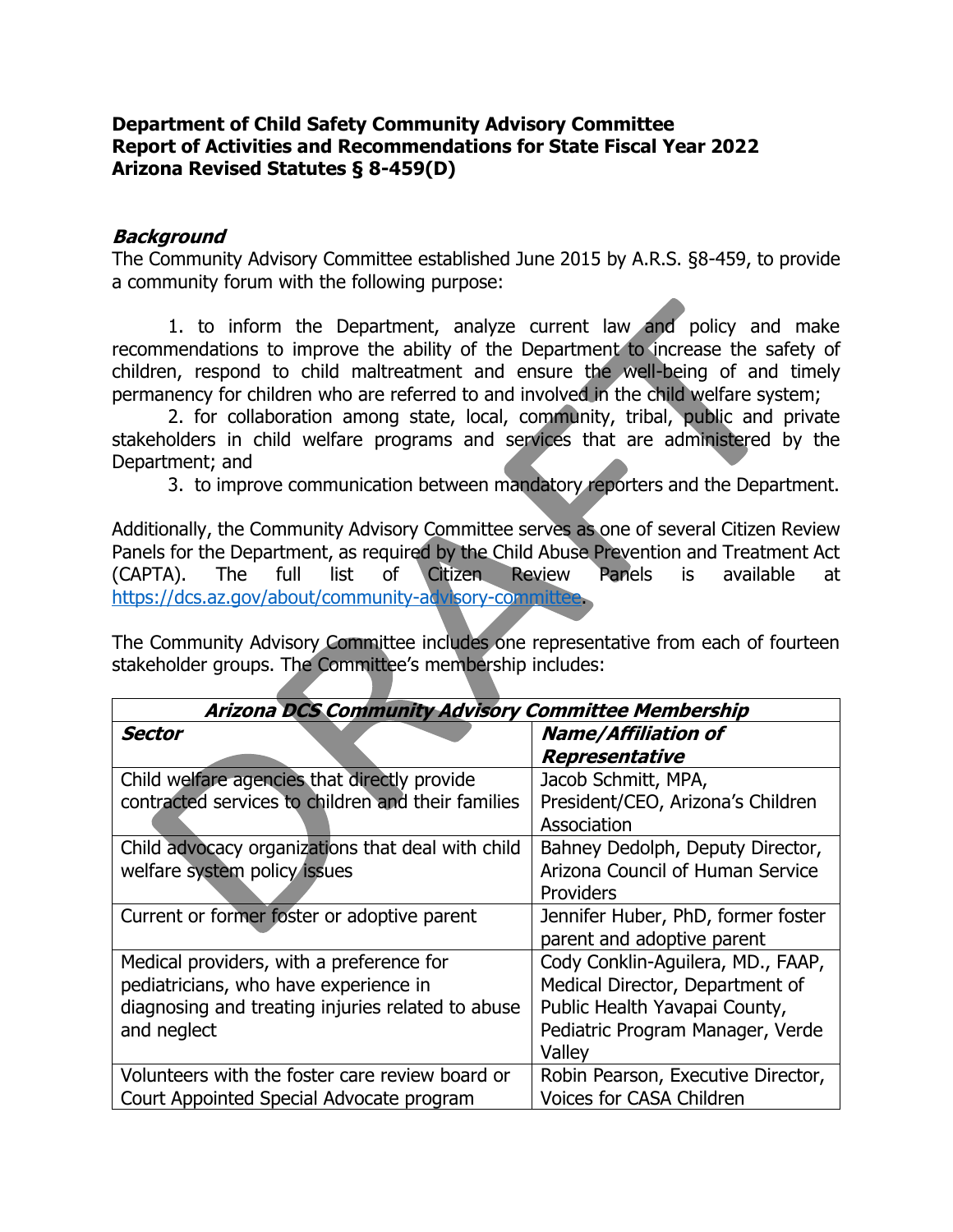**Department of Child Safety Community Advisory Committee**
**Report of Activities and Recommendations for State Fiscal Year 2022**
**Arizona Revised Statutes § 8-459(D)**

### ***Background***

The Community Advisory Committee established June 2015 by A.R.S. §8-459, to provide a community forum with the following purpose:

1. to inform the Department, analyze current law and policy and make recommendations to improve the ability of the Department to increase the safety of children, respond to child maltreatment and ensure the well-being of and timely permanency for children who are referred to and involved in the child welfare system;
2. for collaboration among state, local, community, tribal, public and private stakeholders in child welfare programs and services that are administered by the Department; and
3. to improve communication between mandatory reporters and the Department.

Additionally, the Community Advisory Committee serves as one of several Citizen Review Panels for the Department, as required by the Child Abuse Prevention and Treatment Act (CAPTA). The full list of Citizen Review Panels is available at https://dcs.az.gov/about/community-advisory-committee.

The Community Advisory Committee includes one representative from each of fourteen stakeholder groups. The Committee's membership includes:

| ***Arizona DCS Community Advisory Committee Membership*** | |
|---|---|
| ***Sector*** | ***Name/Affiliation of Representative*** |
| Child welfare agencies that directly provide contracted services to children and their families | Jacob Schmitt, MPA, President/CEO, Arizona's Children Association |
| Child advocacy organizations that deal with child welfare system policy issues | Bahney Dedolph, Deputy Director, Arizona Council of Human Service Providers |
| Current or former foster or adoptive parent | Jennifer Huber, PhD, former foster parent and adoptive parent |
| Medical providers, with a preference for pediatricians, who have experience in diagnosing and treating injuries related to abuse and neglect | Cody Conklin-Aguilera, MD., FAAP, Medical Director, Department of Public Health Yavapai County, Pediatric Program Manager, Verde Valley |
| Volunteers with the foster care review board or Court Appointed Special Advocate program | Robin Pearson, Executive Director, Voices for CASA Children |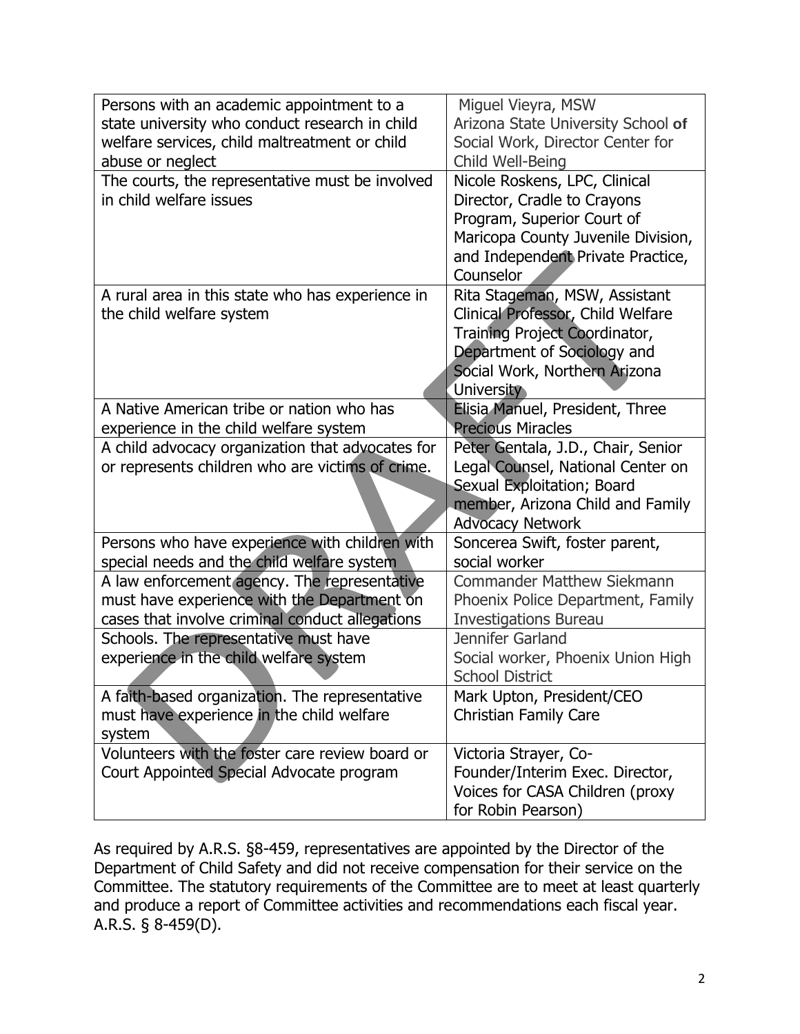| Persons with an academic appointment to a state university who conduct research in child welfare services, child maltreatment or child abuse or neglect | Miguel Vieyra, MSW Arizona State University School of Social Work, Director Center for Child Well-Being |
| --- | --- |
| The courts, the representative must be involved in child welfare issues | Nicole Roskens, LPC, Clinical Director, Cradle to Crayons Program, Superior Court of Maricopa County Juvenile Division, and Independent Private Practice, Counselor |
| A rural area in this state who has experience in the child welfare system | Rita Stageman, MSW, Assistant Clinical Professor, Child Welfare Training Project Coordinator, Department of Sociology and Social Work, Northern Arizona University |
| A Native American tribe or nation who has experience in the child welfare system | Elisia Manuel, President, Three Precious Miracles |
| A child advocacy organization that advocates for or represents children who are victims of crime. | Peter Gentala, J.D., Chair, Senior Legal Counsel, National Center on Sexual Exploitation; Board member, Arizona Child and Family Advocacy Network |
| Persons who have experience with children with special needs and the child welfare system | Soncerea Swift, foster parent, social worker |
| A law enforcement agency. The representative must have experience with the Department on cases that involve criminal conduct allegations | Commander Matthew Siekmann Phoenix Police Department, Family Investigations Bureau |
| Schools. The representative must have experience in the child welfare system | Jennifer Garland Social worker, Phoenix Union High School District |
| A faith-based organization. The representative must have experience in the child welfare system | Mark Upton, President/CEO Christian Family Care |
| Volunteers with the foster care review board or Court Appointed Special Advocate program | Victoria Strayer, Co-Founder/Interim Exec. Director, Voices for CASA Children (proxy for Robin Pearson) |

As required by A.R.S. §8-459, representatives are appointed by the Director of the Department of Child Safety and did not receive compensation for their service on the Committee. The statutory requirements of the Committee are to meet at least quarterly and produce a report of Committee activities and recommendations each fiscal year. A.R.S. § 8-459(D).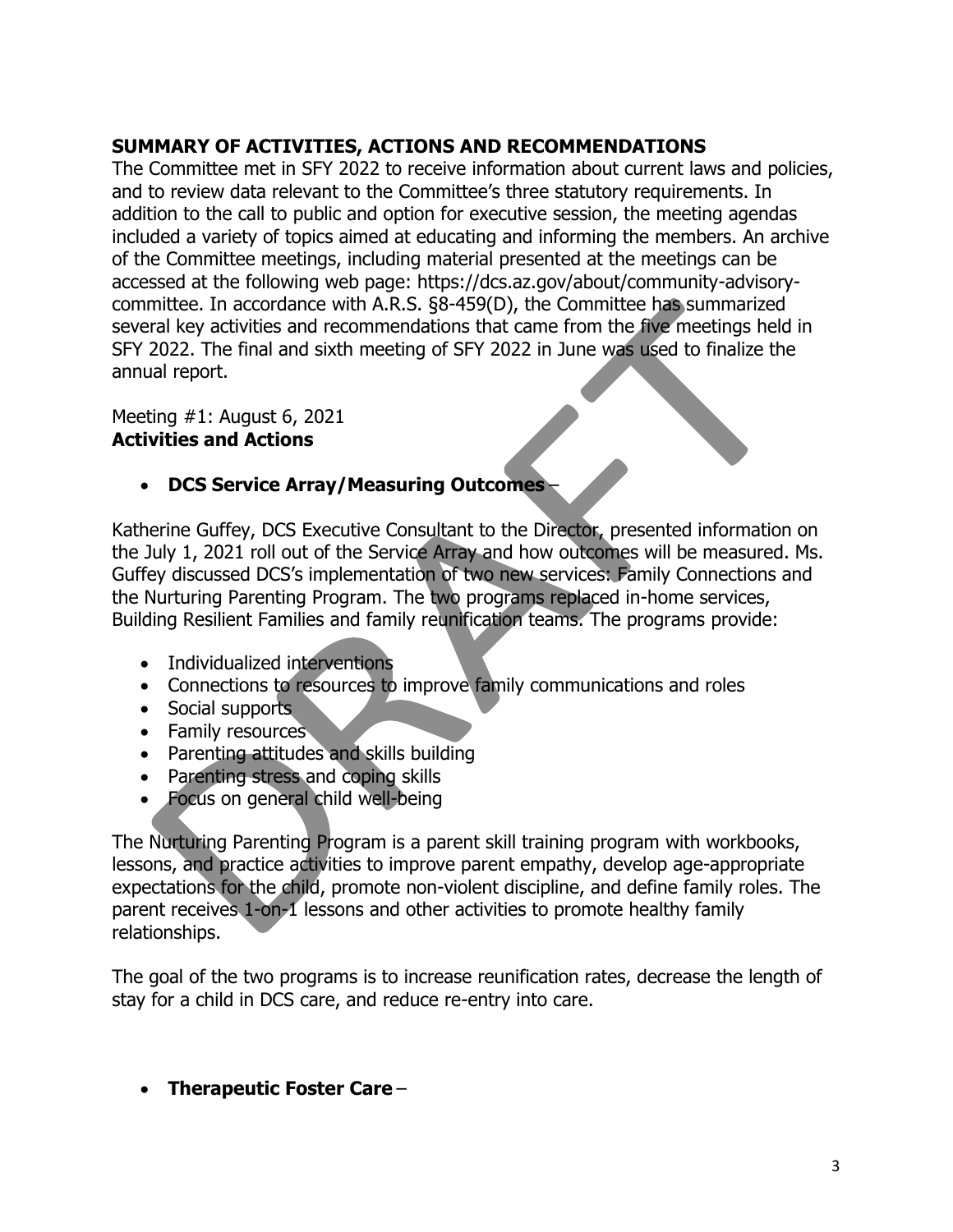## SUMMARY OF ACTIVITIES, ACTIONS AND RECOMMENDATIONS

The Committee met in SFY 2022 to receive information about current laws and policies, and to review data relevant to the Committee's three statutory requirements. In addition to the call to public and option for executive session, the meeting agendas included a variety of topics aimed at educating and informing the members. An archive of the Committee meetings, including material presented at the meetings can be accessed at the following web page: https://dcs.az.gov/about/community-advisory-committee. In accordance with A.R.S. §8-459(D), the Committee has summarized several key activities and recommendations that came from the five meetings held in SFY 2022. The final and sixth meeting of SFY 2022 in June was used to finalize the annual report.

Meeting #1: August 6, 2021

**Activities and Actions**

- **DCS Service Array/Measuring Outcomes** –

Katherine Guffey, DCS Executive Consultant to the Director, presented information on the July 1, 2021 roll out of the Service Array and how outcomes will be measured. Ms. Guffey discussed DCS's implementation of two new services: Family Connections and the Nurturing Parenting Program. The two programs replaced in-home services, Building Resilient Families and family reunification teams. The programs provide:

- Individualized interventions
- Connections to resources to improve family communications and roles
- Social supports
- Family resources
- Parenting attitudes and skills building
- Parenting stress and coping skills
- Focus on general child well-being

The Nurturing Parenting Program is a parent skill training program with workbooks, lessons, and practice activities to improve parent empathy, develop age-appropriate expectations for the child, promote non-violent discipline, and define family roles. The parent receives 1-on-1 lessons and other activities to promote healthy family relationships.

The goal of the two programs is to increase reunification rates, decrease the length of stay for a child in DCS care, and reduce re-entry into care.

- **Therapeutic Foster Care** –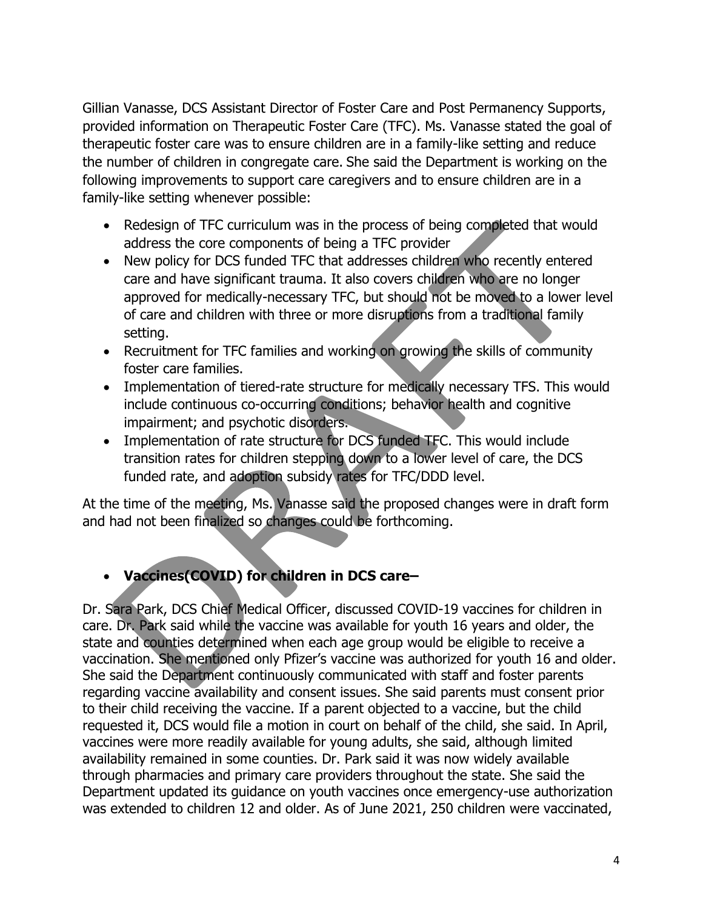Gillian Vanasse, DCS Assistant Director of Foster Care and Post Permanency Supports, provided information on Therapeutic Foster Care (TFC). Ms. Vanasse stated the goal of therapeutic foster care was to ensure children are in a family-like setting and reduce the number of children in congregate care. She said the Department is working on the following improvements to support care caregivers and to ensure children are in a family-like setting whenever possible:

- Redesign of TFC curriculum was in the process of being completed that would address the core components of being a TFC provider
- New policy for DCS funded TFC that addresses children who recently entered care and have significant trauma. It also covers children who are no longer approved for medically-necessary TFC, but should not be moved to a lower level of care and children with three or more disruptions from a traditional family setting.
- Recruitment for TFC families and working on growing the skills of community foster care families.
- Implementation of tiered-rate structure for medically necessary TFS. This would include continuous co-occurring conditions; behavior health and cognitive impairment; and psychotic disorders.
- Implementation of rate structure for DCS funded TFC. This would include transition rates for children stepping down to a lower level of care, the DCS funded rate, and adoption subsidy rates for TFC/DDD level.

At the time of the meeting, Ms. Vanasse said the proposed changes were in draft form and had not been finalized so changes could be forthcoming.

- **Vaccines(COVID) for children in DCS care–**

Dr. Sara Park, DCS Chief Medical Officer, discussed COVID-19 vaccines for children in care. Dr. Park said while the vaccine was available for youth 16 years and older, the state and counties determined when each age group would be eligible to receive a vaccination. She mentioned only Pfizer's vaccine was authorized for youth 16 and older. She said the Department continuously communicated with staff and foster parents regarding vaccine availability and consent issues. She said parents must consent prior to their child receiving the vaccine. If a parent objected to a vaccine, but the child requested it, DCS would file a motion in court on behalf of the child, she said. In April, vaccines were more readily available for young adults, she said, although limited availability remained in some counties. Dr. Park said it was now widely available through pharmacies and primary care providers throughout the state. She said the Department updated its guidance on youth vaccines once emergency-use authorization was extended to children 12 and older. As of June 2021, 250 children were vaccinated,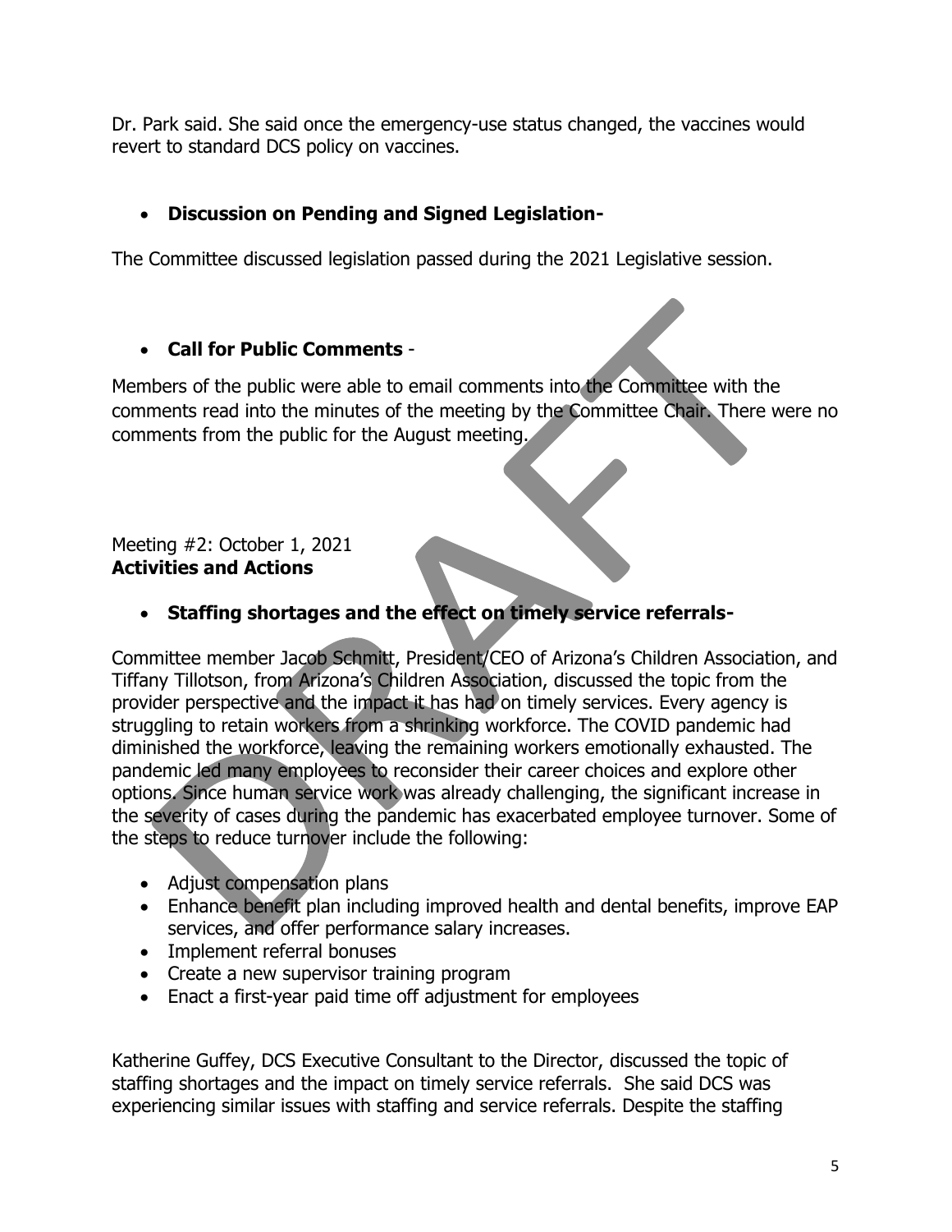Dr. Park said. She said once the emergency-use status changed, the vaccines would revert to standard DCS policy on vaccines.

- **Discussion on Pending and Signed Legislation-**

The Committee discussed legislation passed during the 2021 Legislative session.

- **Call for Public Comments** -

Members of the public were able to email comments into the Committee with the comments read into the minutes of the meeting by the Committee Chair. There were no comments from the public for the August meeting.

Meeting #2: October 1, 2021
**Activities and Actions**

- **Staffing shortages and the effect on timely service referrals-**

Committee member Jacob Schmitt, President/CEO of Arizona's Children Association, and Tiffany Tillotson, from Arizona's Children Association, discussed the topic from the provider perspective and the impact it has had on timely services. Every agency is struggling to retain workers from a shrinking workforce. The COVID pandemic had diminished the workforce, leaving the remaining workers emotionally exhausted. The pandemic led many employees to reconsider their career choices and explore other options. Since human service work was already challenging, the significant increase in the severity of cases during the pandemic has exacerbated employee turnover. Some of the steps to reduce turnover include the following:

- Adjust compensation plans
- Enhance benefit plan including improved health and dental benefits, improve EAP services, and offer performance salary increases.
- Implement referral bonuses
- Create a new supervisor training program
- Enact a first-year paid time off adjustment for employees

Katherine Guffey, DCS Executive Consultant to the Director, discussed the topic of staffing shortages and the impact on timely service referrals. She said DCS was experiencing similar issues with staffing and service referrals. Despite the staffing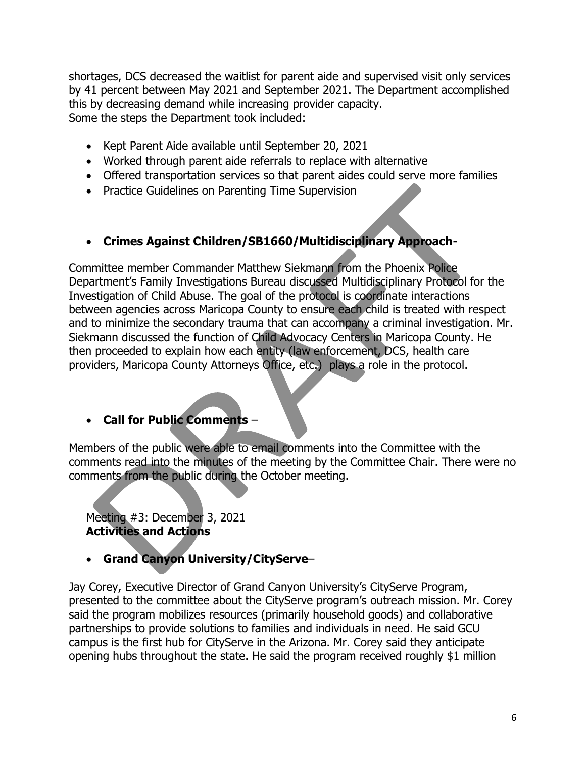shortages, DCS decreased the waitlist for parent aide and supervised visit only services by 41 percent between May 2021 and September 2021. The Department accomplished this by decreasing demand while increasing provider capacity.
Some the steps the Department took included:

- Kept Parent Aide available until September 20, 2021
- Worked through parent aide referrals to replace with alternative
- Offered transportation services so that parent aides could serve more families
- Practice Guidelines on Parenting Time Supervision

- **Crimes Against Children/SB1660/Multidisciplinary Approach-**

Committee member Commander Matthew Siekmann from the Phoenix Police Department's Family Investigations Bureau discussed Multidisciplinary Protocol for the Investigation of Child Abuse. The goal of the protocol is coordinate interactions between agencies across Maricopa County to ensure each child is treated with respect and to minimize the secondary trauma that can accompany a criminal investigation. Mr. Siekmann discussed the function of Child Advocacy Centers in Maricopa County. He then proceeded to explain how each entity (law enforcement, DCS, health care providers, Maricopa County Attorneys Office, etc.) plays a role in the protocol.

- **Call for Public Comments** –

Members of the public were able to email comments into the Committee with the comments read into the minutes of the meeting by the Committee Chair. There were no comments from the public during the October meeting.

Meeting #3: December 3, 2021
**Activities and Actions**

- **Grand Canyon University/CityServe**–

Jay Corey, Executive Director of Grand Canyon University's CityServe Program, presented to the committee about the CityServe program's outreach mission. Mr. Corey said the program mobilizes resources (primarily household goods) and collaborative partnerships to provide solutions to families and individuals in need. He said GCU campus is the first hub for CityServe in the Arizona. Mr. Corey said they anticipate opening hubs throughout the state. He said the program received roughly $1 million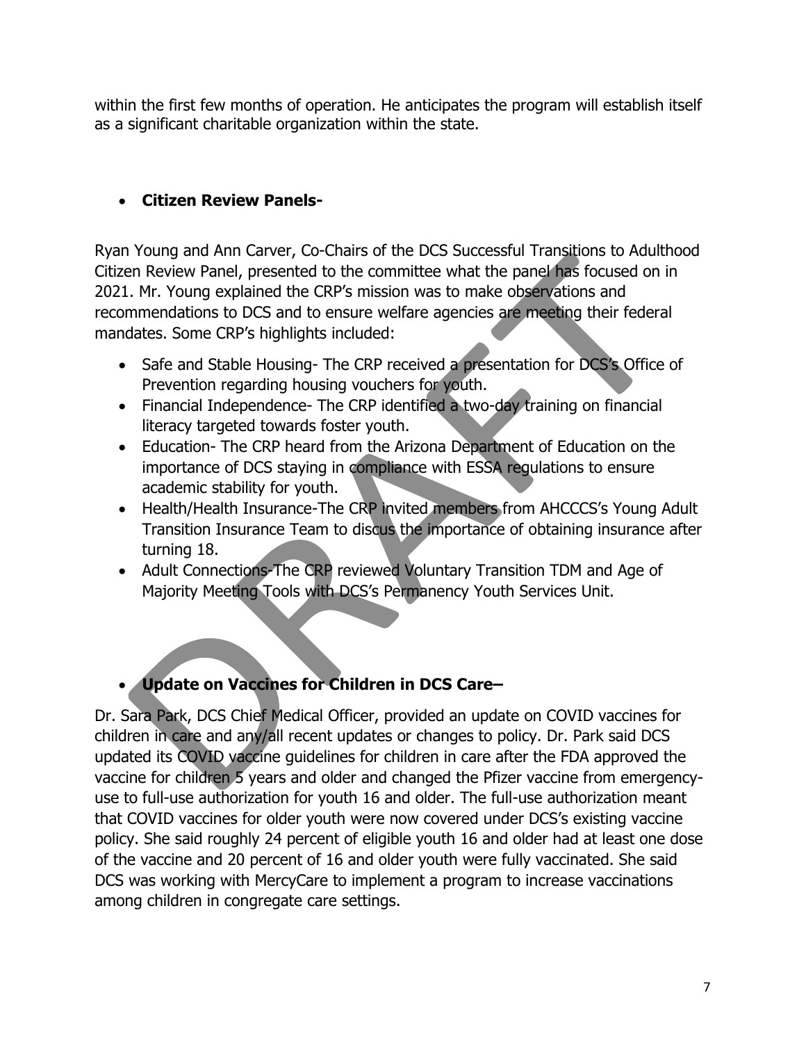within the first few months of operation. He anticipates the program will establish itself as a significant charitable organization within the state.

- **Citizen Review Panels-**

Ryan Young and Ann Carver, Co-Chairs of the DCS Successful Transitions to Adulthood Citizen Review Panel, presented to the committee what the panel has focused on in 2021. Mr. Young explained the CRP's mission was to make observations and recommendations to DCS and to ensure welfare agencies are meeting their federal mandates. Some CRP's highlights included:

- Safe and Stable Housing- The CRP received a presentation for DCS's Office of Prevention regarding housing vouchers for youth.
- Financial Independence- The CRP identified a two-day training on financial literacy targeted towards foster youth.
- Education- The CRP heard from the Arizona Department of Education on the importance of DCS staying in compliance with ESSA regulations to ensure academic stability for youth.
- Health/Health Insurance-The CRP invited members from AHCCCS's Young Adult Transition Insurance Team to discus the importance of obtaining insurance after turning 18.
- Adult Connections-The CRP reviewed Voluntary Transition TDM and Age of Majority Meeting Tools with DCS's Permanency Youth Services Unit.

- **Update on Vaccines for Children in DCS Care–**

Dr. Sara Park, DCS Chief Medical Officer, provided an update on COVID vaccines for children in care and any/all recent updates or changes to policy. Dr. Park said DCS updated its COVID vaccine guidelines for children in care after the FDA approved the vaccine for children 5 years and older and changed the Pfizer vaccine from emergency-use to full-use authorization for youth 16 and older. The full-use authorization meant that COVID vaccines for older youth were now covered under DCS's existing vaccine policy. She said roughly 24 percent of eligible youth 16 and older had at least one dose of the vaccine and 20 percent of 16 and older youth were fully vaccinated. She said DCS was working with MercyCare to implement a program to increase vaccinations among children in congregate care settings.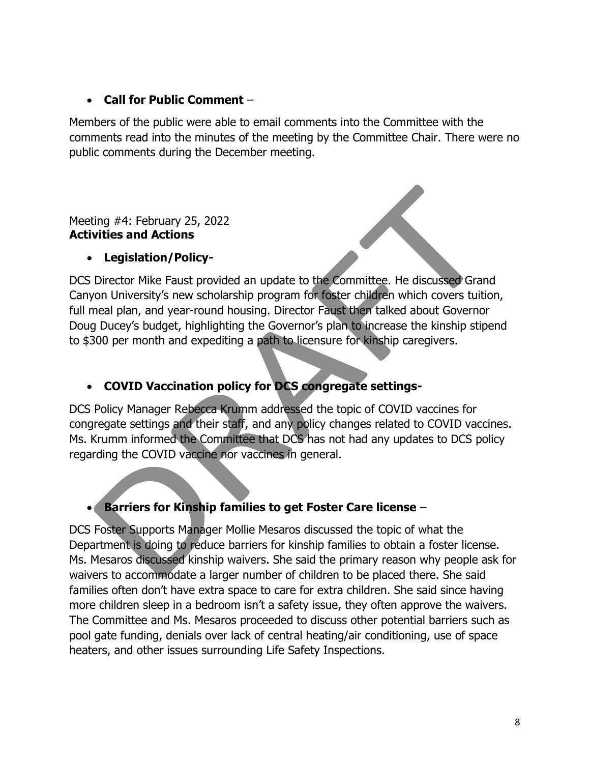- **Call for Public Comment** –

Members of the public were able to email comments into the Committee with the comments read into the minutes of the meeting by the Committee Chair. There were no public comments during the December meeting.

Meeting #4: February 25, 2022
**Activities and Actions**

- **Legislation/Policy-**

DCS Director Mike Faust provided an update to the Committee. He discussed Grand Canyon University's new scholarship program for foster children which covers tuition, full meal plan, and year-round housing. Director Faust then talked about Governor Doug Ducey's budget, highlighting the Governor's plan to increase the kinship stipend to $300 per month and expediting a path to licensure for kinship caregivers.

- **COVID Vaccination policy for DCS congregate settings-**

DCS Policy Manager Rebecca Krumm addressed the topic of COVID vaccines for congregate settings and their staff, and any policy changes related to COVID vaccines. Ms. Krumm informed the Committee that DCS has not had any updates to DCS policy regarding the COVID vaccine nor vaccines in general.

- **Barriers for Kinship families to get Foster Care license** –

DCS Foster Supports Manager Mollie Mesaros discussed the topic of what the Department is doing to reduce barriers for kinship families to obtain a foster license. Ms. Mesaros discussed kinship waivers. She said the primary reason why people ask for waivers to accommodate a larger number of children to be placed there. She said families often don't have extra space to care for extra children. She said since having more children sleep in a bedroom isn't a safety issue, they often approve the waivers. The Committee and Ms. Mesaros proceeded to discuss other potential barriers such as pool gate funding, denials over lack of central heating/air conditioning, use of space heaters, and other issues surrounding Life Safety Inspections.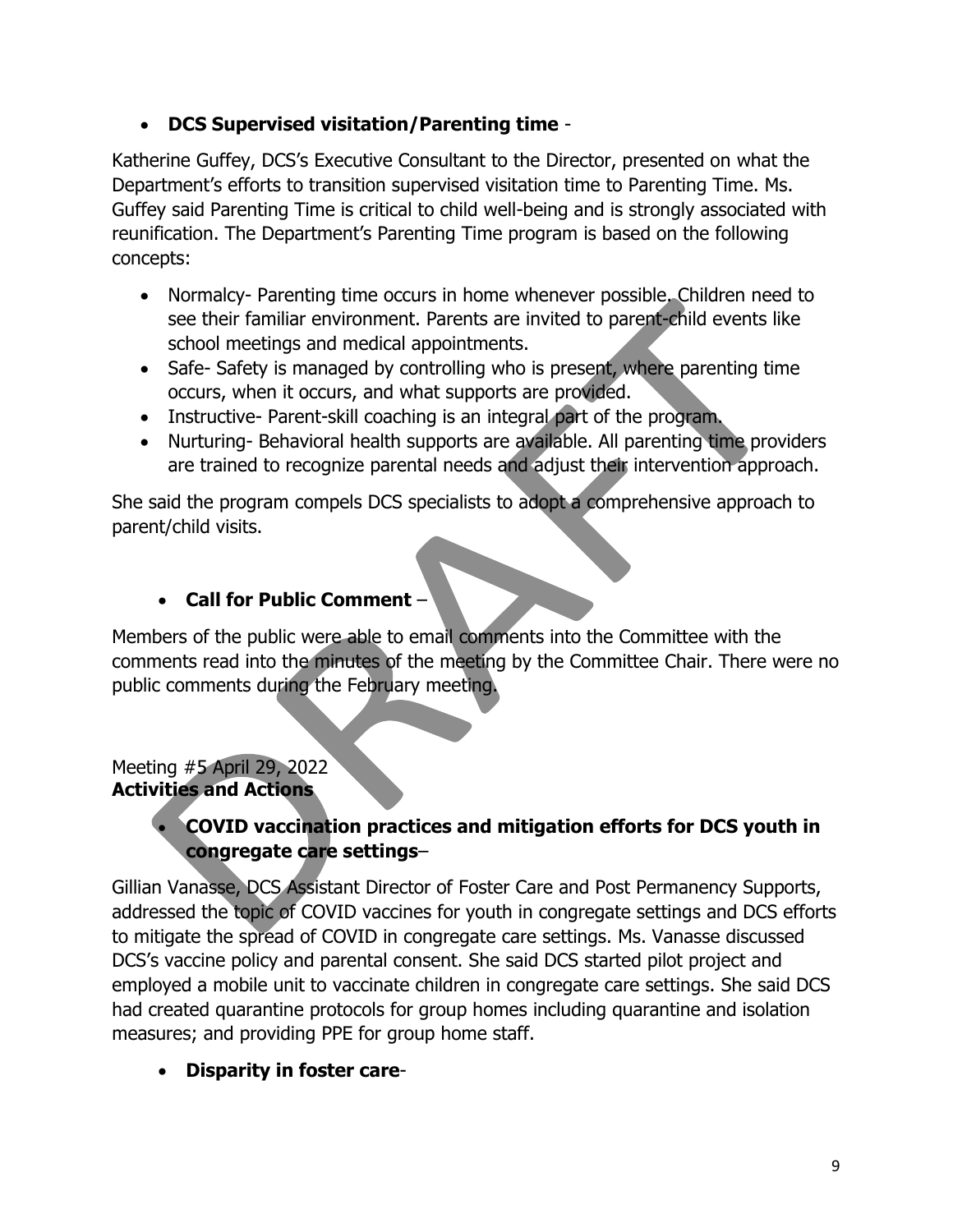- **DCS Supervised visitation/Parenting time** -

Katherine Guffey, DCS's Executive Consultant to the Director, presented on what the Department's efforts to transition supervised visitation time to Parenting Time. Ms. Guffey said Parenting Time is critical to child well-being and is strongly associated with reunification. The Department's Parenting Time program is based on the following concepts:

- Normalcy- Parenting time occurs in home whenever possible. Children need to see their familiar environment. Parents are invited to parent-child events like school meetings and medical appointments.
- Safe- Safety is managed by controlling who is present, where parenting time occurs, when it occurs, and what supports are provided.
- Instructive- Parent-skill coaching is an integral part of the program.
- Nurturing- Behavioral health supports are available. All parenting time providers are trained to recognize parental needs and adjust their intervention approach.

She said the program compels DCS specialists to adopt a comprehensive approach to parent/child visits.

- **Call for Public Comment** –

Members of the public were able to email comments into the Committee with the comments read into the minutes of the meeting by the Committee Chair. There were no public comments during the February meeting.

Meeting #5 April 29, 2022
**Activities and Actions**

- **COVID vaccination practices and mitigation efforts for DCS youth in congregate care settings**–

Gillian Vanasse, DCS Assistant Director of Foster Care and Post Permanency Supports, addressed the topic of COVID vaccines for youth in congregate settings and DCS efforts to mitigate the spread of COVID in congregate care settings. Ms. Vanasse discussed DCS's vaccine policy and parental consent. She said DCS started pilot project and employed a mobile unit to vaccinate children in congregate care settings. She said DCS had created quarantine protocols for group homes including quarantine and isolation measures; and providing PPE for group home staff.

- **Disparity in foster care**-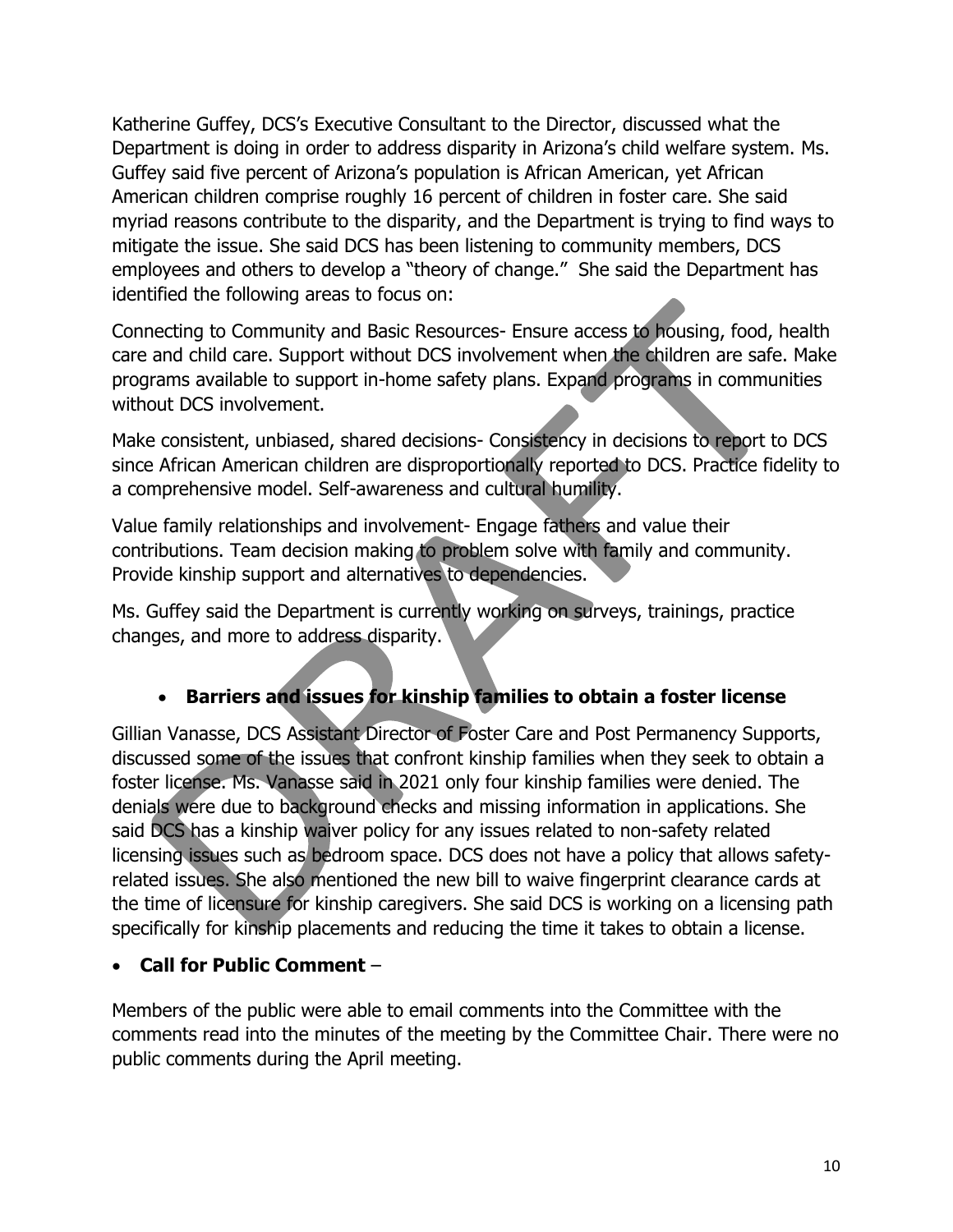Katherine Guffey, DCS's Executive Consultant to the Director, discussed what the Department is doing in order to address disparity in Arizona's child welfare system. Ms. Guffey said five percent of Arizona's population is African American, yet African American children comprise roughly 16 percent of children in foster care. She said myriad reasons contribute to the disparity, and the Department is trying to find ways to mitigate the issue. She said DCS has been listening to community members, DCS employees and others to develop a "theory of change." She said the Department has identified the following areas to focus on:

Connecting to Community and Basic Resources- Ensure access to housing, food, health care and child care. Support without DCS involvement when the children are safe. Make programs available to support in-home safety plans. Expand programs in communities without DCS involvement.

Make consistent, unbiased, shared decisions- Consistency in decisions to report to DCS since African American children are disproportionally reported to DCS. Practice fidelity to a comprehensive model. Self-awareness and cultural humility.

Value family relationships and involvement- Engage fathers and value their contributions. Team decision making to problem solve with family and community. Provide kinship support and alternatives to dependencies.

Ms. Guffey said the Department is currently working on surveys, trainings, practice changes, and more to address disparity.

- **Barriers and issues for kinship families to obtain a foster license**

Gillian Vanasse, DCS Assistant Director of Foster Care and Post Permanency Supports, discussed some of the issues that confront kinship families when they seek to obtain a foster license. Ms. Vanasse said in 2021 only four kinship families were denied. The denials were due to background checks and missing information in applications. She said DCS has a kinship waiver policy for any issues related to non-safety related licensing issues such as bedroom space. DCS does not have a policy that allows safety-related issues. She also mentioned the new bill to waive fingerprint clearance cards at the time of licensure for kinship caregivers. She said DCS is working on a licensing path specifically for kinship placements and reducing the time it takes to obtain a license.

- **Call for Public Comment** –

Members of the public were able to email comments into the Committee with the comments read into the minutes of the meeting by the Committee Chair. There were no public comments during the April meeting.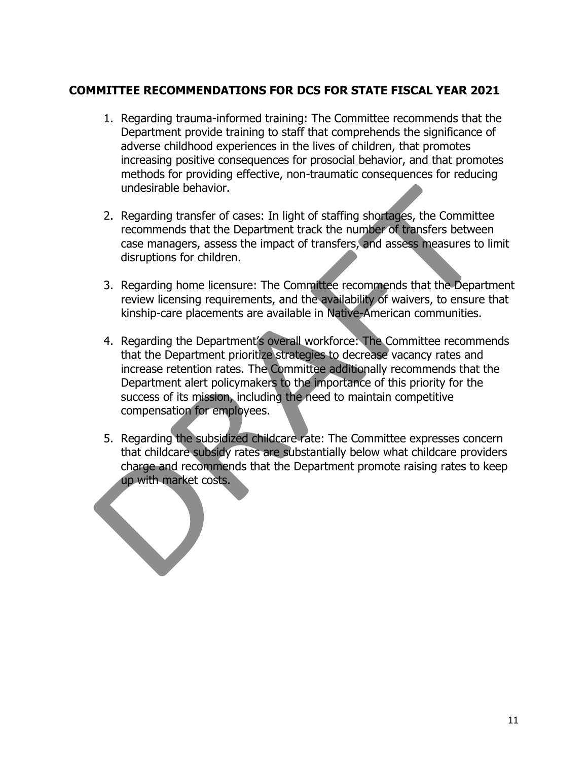## COMMITTEE RECOMMENDATIONS FOR DCS FOR STATE FISCAL YEAR 2021

1. Regarding trauma-informed training: The Committee recommends that the Department provide training to staff that comprehends the significance of adverse childhood experiences in the lives of children, that promotes increasing positive consequences for prosocial behavior, and that promotes methods for providing effective, non-traumatic consequences for reducing undesirable behavior.

2. Regarding transfer of cases: In light of staffing shortages, the Committee recommends that the Department track the number of transfers between case managers, assess the impact of transfers, and assess measures to limit disruptions for children.

3. Regarding home licensure: The Committee recommends that the Department review licensing requirements, and the availability of waivers, to ensure that kinship-care placements are available in Native-American communities.

4. Regarding the Department's overall workforce: The Committee recommends that the Department prioritize strategies to decrease vacancy rates and increase retention rates. The Committee additionally recommends that the Department alert policymakers to the importance of this priority for the success of its mission, including the need to maintain competitive compensation for employees.

5. Regarding the subsidized childcare rate: The Committee expresses concern that childcare subsidy rates are substantially below what childcare providers charge and recommends that the Department promote raising rates to keep up with market costs.